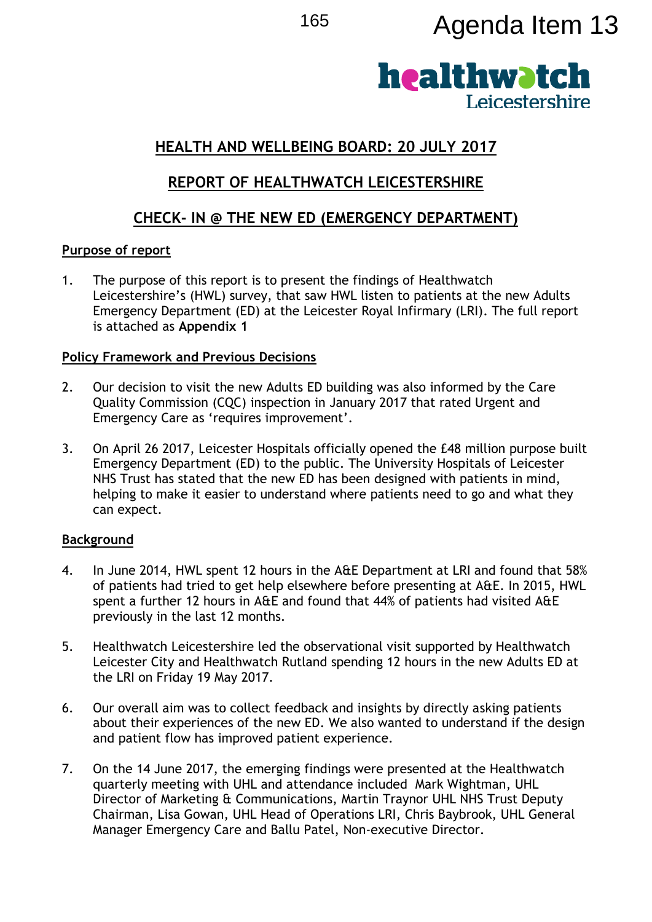Agenda Item 13

healthwatch Leicestershire

# HEALTH AND WELLBEING BOARD: 20 JULY 2017

# REPORT OF HEALTHWATCH LEICESTERSHIRE

# CHECK- IN @ THE NEW ED (EMERGENCY DEPARTMENT)

## Purpose of report

1. The purpose of this report is to present the findings of Healthwatch Leicestershire's (HWL) survey, that saw HWL listen to patients at the new Adults Emergency Department (ED) at the Leicester Royal Infirmary (LRI). The full report is attached as **Appendix 1**

## Policy Framework and Previous Decisions

2. Our decision to visit the new Adults ED building was also informed by the Care Quality Commission (CQC) inspection in January 2017 that rated Urgent and Emergency Care as 'requires improvement'.

3. On April 26 2017, Leicester Hospitals officially opened the £48 million purpose built Emergency Department (ED) to the public. The University Hospitals of Leicester NHS Trust has stated that the new ED has been designed with patients in mind, helping to make it easier to understand where patients need to go and what they can expect.

## Background

4. In June 2014, HWL spent 12 hours in the A&E Department at LRI and found that 58% of patients had tried to get help elsewhere before presenting at A&E. In 2015, HWL spent a further 12 hours in A&E and found that 44% of patients had visited A&E previously in the last 12 months.

5. Healthwatch Leicestershire led the observational visit supported by Healthwatch Leicester City and Healthwatch Rutland spending 12 hours in the new Adults ED at the LRI on Friday 19 May 2017.

6. Our overall aim was to collect feedback and insights by directly asking patients about their experiences of the new ED. We also wanted to understand if the design and patient flow has improved patient experience.

7. On the 14 June 2017, the emerging findings were presented at the Healthwatch quarterly meeting with UHL and attendance included Mark Wightman, UHL Director of Marketing & Communications, Martin Traynor UHL NHS Trust Deputy Chairman, Lisa Gowan, UHL Head of Operations LRI, Chris Baybrook, UHL General Manager Emergency Care and Ballu Patel, Non-executive Director.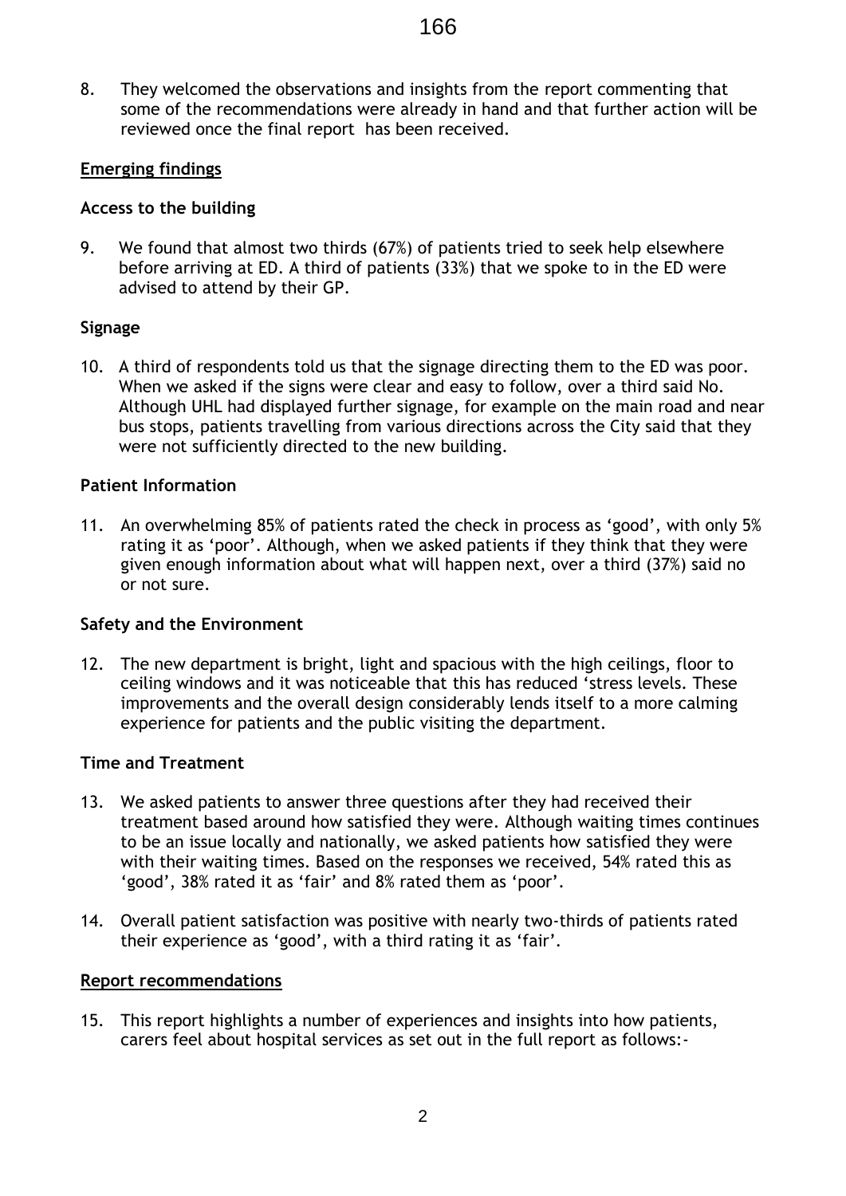8. They welcomed the observations and insights from the report commenting that some of the recommendations were already in hand and that further action will be reviewed once the final report has been received.

## Emerging findings

### Access to the building

9. We found that almost two thirds (67%) of patients tried to seek help elsewhere before arriving at ED. A third of patients (33%) that we spoke to in the ED were advised to attend by their GP.

### Signage

10. A third of respondents told us that the signage directing them to the ED was poor. When we asked if the signs were clear and easy to follow, over a third said No. Although UHL had displayed further signage, for example on the main road and near bus stops, patients travelling from various directions across the City said that they were not sufficiently directed to the new building.

### Patient Information

11. An overwhelming 85% of patients rated the check in process as 'good', with only 5% rating it as 'poor'. Although, when we asked patients if they think that they were given enough information about what will happen next, over a third (37%) said no or not sure.

### Safety and the Environment

12. The new department is bright, light and spacious with the high ceilings, floor to ceiling windows and it was noticeable that this has reduced 'stress levels. These improvements and the overall design considerably lends itself to a more calming experience for patients and the public visiting the department.

### Time and Treatment

13. We asked patients to answer three questions after they had received their treatment based around how satisfied they were. Although waiting times continues to be an issue locally and nationally, we asked patients how satisfied they were with their waiting times. Based on the responses we received, 54% rated this as 'good', 38% rated it as 'fair' and 8% rated them as 'poor'.

14. Overall patient satisfaction was positive with nearly two-thirds of patients rated their experience as 'good', with a third rating it as 'fair'.

## Report recommendations

15. This report highlights a number of experiences and insights into how patients, carers feel about hospital services as set out in the full report as follows:-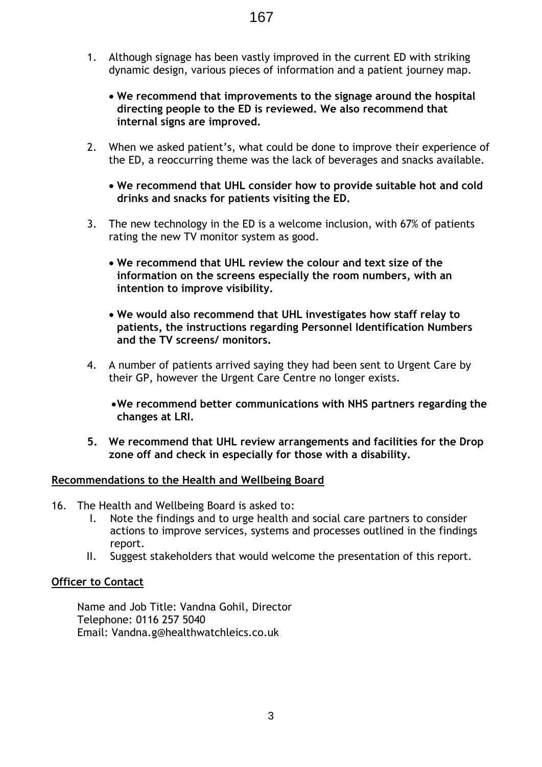1. Although signage has been vastly improved in the current ED with striking dynamic design, various pieces of information and a patient journey map.

   - **We recommend that improvements to the signage around the hospital directing people to the ED is reviewed. We also recommend that internal signs are improved.**

2. When we asked patient's, what could be done to improve their experience of the ED, a reoccurring theme was the lack of beverages and snacks available.

   - **We recommend that UHL consider how to provide suitable hot and cold drinks and snacks for patients visiting the ED.**

3. The new technology in the ED is a welcome inclusion, with 67% of patients rating the new TV monitor system as good.

   - **We recommend that UHL review the colour and text size of the information on the screens especially the room numbers, with an intention to improve visibility.**

   - **We would also recommend that UHL investigates how staff relay to patients, the instructions regarding Personnel Identification Numbers and the TV screens/ monitors.**

4. A number of patients arrived saying they had been sent to Urgent Care by their GP, however the Urgent Care Centre no longer exists.

   - **We recommend better communications with NHS partners regarding the changes at LRI.**

5. **We recommend that UHL review arrangements and facilities for the Drop zone off and check in especially for those with a disability.**

## Recommendations to the Health and Wellbeing Board

16. The Health and Wellbeing Board is asked to:
    I. Note the findings and to urge health and social care partners to consider actions to improve services, systems and processes outlined in the findings report.
    II. Suggest stakeholders that would welcome the presentation of this report.

## Officer to Contact

Name and Job Title: Vandna Gohil, Director
Telephone: 0116 257 5040
Email: Vandna.g@healthwatchleics.co.uk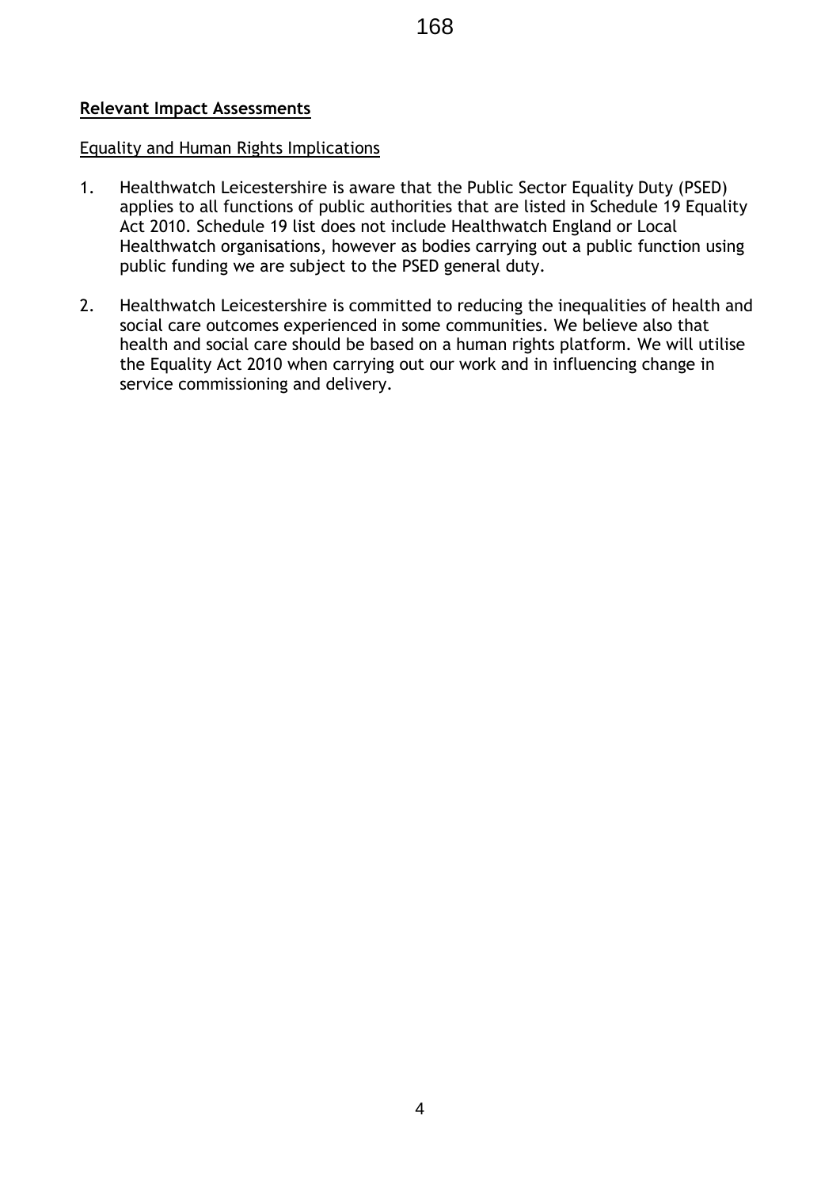**Relevant Impact Assessments**

Equality and Human Rights Implications

1. Healthwatch Leicestershire is aware that the Public Sector Equality Duty (PSED) applies to all functions of public authorities that are listed in Schedule 19 Equality Act 2010. Schedule 19 list does not include Healthwatch England or Local Healthwatch organisations, however as bodies carrying out a public function using public funding we are subject to the PSED general duty.

2. Healthwatch Leicestershire is committed to reducing the inequalities of health and social care outcomes experienced in some communities. We believe also that health and social care should be based on a human rights platform. We will utilise the Equality Act 2010 when carrying out our work and in influencing change in service commissioning and delivery.